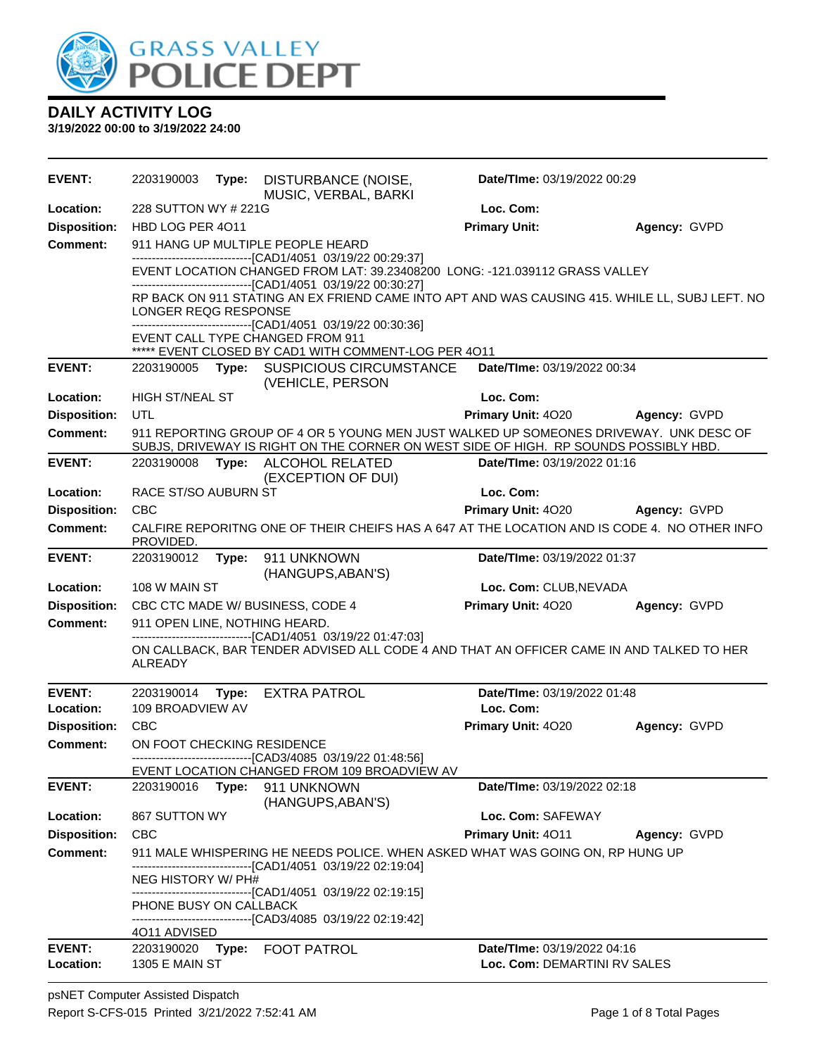# GRASS VALLEY POLICE DEPT

## DAILY ACTIVITY LOG

**3/19/2022 00:00 to 3/19/2022 24:00**

---

**EVENT:** 2203190003 **Type:** DISTURBANCE (NOISE, MUSIC, VERBAL, BARKI **Date/TIme:** 03/19/2022 00:29
**Location:** 228 SUTTON WY # 221G **Loc. Com:**
**Disposition:** HBD LOG PER 4O11 **Primary Unit:** **Agency:** GVPD
**Comment:** 911 HANG UP MULTIPLE PEOPLE HEARD
------------------------------[CAD1/4051 03/19/22 00:29:37]
EVENT LOCATION CHANGED FROM LAT: 39.23408200 LONG: -121.039112 GRASS VALLEY
------------------------------[CAD1/4051 03/19/22 00:30:27]
RP BACK ON 911 STATING AN EX FRIEND CAME INTO APT AND WAS CAUSING 415. WHILE LL, SUBJ LEFT. NO LONGER REQG RESPONSE
------------------------------[CAD1/4051 03/19/22 00:30:36]
EVENT CALL TYPE CHANGED FROM 911
***** EVENT CLOSED BY CAD1 WITH COMMENT-LOG PER 4O11

---

**EVENT:** 2203190005 **Type:** SUSPICIOUS CIRCUMSTANCE (VEHICLE, PERSON **Date/TIme:** 03/19/2022 00:34
**Location:** HIGH ST/NEAL ST **Loc. Com:**
**Disposition:** UTL **Primary Unit:** 4O20 **Agency:** GVPD
**Comment:** 911 REPORTING GROUP OF 4 OR 5 YOUNG MEN JUST WALKED UP SOMEONES DRIVEWAY. UNK DESC OF SUBJS, DRIVEWAY IS RIGHT ON THE CORNER ON WEST SIDE OF HIGH. RP SOUNDS POSSIBLY HBD.

---

**EVENT:** 2203190008 **Type:** ALCOHOL RELATED (EXCEPTION OF DUI) **Date/TIme:** 03/19/2022 01:16
**Location:** RACE ST/SO AUBURN ST **Loc. Com:**
**Disposition:** CBC **Primary Unit:** 4O20 **Agency:** GVPD
**Comment:** CALFIRE REPORITNG ONE OF THEIR CHEIFS HAS A 647 AT THE LOCATION AND IS CODE 4. NO OTHER INFO PROVIDED.

---

**EVENT:** 2203190012 **Type:** 911 UNKNOWN (HANGUPS,ABAN'S) **Date/TIme:** 03/19/2022 01:37
**Location:** 108 W MAIN ST **Loc. Com:** CLUB,NEVADA
**Disposition:** CBC CTC MADE W/ BUSINESS, CODE 4 **Primary Unit:** 4O20 **Agency:** GVPD
**Comment:** 911 OPEN LINE, NOTHING HEARD.
------------------------------[CAD1/4051 03/19/22 01:47:03]
ON CALLBACK, BAR TENDER ADVISED ALL CODE 4 AND THAT AN OFFICER CAME IN AND TALKED TO HER ALREADY

---

**EVENT:** 2203190014 **Type:** EXTRA PATROL **Date/TIme:** 03/19/2022 01:48
**Location:** 109 BROADVIEW AV **Loc. Com:**
**Disposition:** CBC **Primary Unit:** 4O20 **Agency:** GVPD
**Comment:** ON FOOT CHECKING RESIDENCE
------------------------------[CAD3/4085 03/19/22 01:48:56]
EVENT LOCATION CHANGED FROM 109 BROADVIEW AV

---

**EVENT:** 2203190016 **Type:** 911 UNKNOWN (HANGUPS,ABAN'S) **Date/TIme:** 03/19/2022 02:18
**Location:** 867 SUTTON WY **Loc. Com:** SAFEWAY
**Disposition:** CBC **Primary Unit:** 4O11 **Agency:** GVPD
**Comment:** 911 MALE WHISPERING HE NEEDS POLICE. WHEN ASKED WHAT WAS GOING ON, RP HUNG UP
------------------------------[CAD1/4051 03/19/22 02:19:04]
NEG HISTORY W/ PH#
------------------------------[CAD1/4051 03/19/22 02:19:15]
PHONE BUSY ON CALLBACK
------------------------------[CAD3/4085 03/19/22 02:19:42]
4O11 ADVISED

---

**EVENT:** 2203190020 **Type:** FOOT PATROL **Date/TIme:** 03/19/2022 04:16
**Location:** 1305 E MAIN ST **Loc. Com:** DEMARTINI RV SALES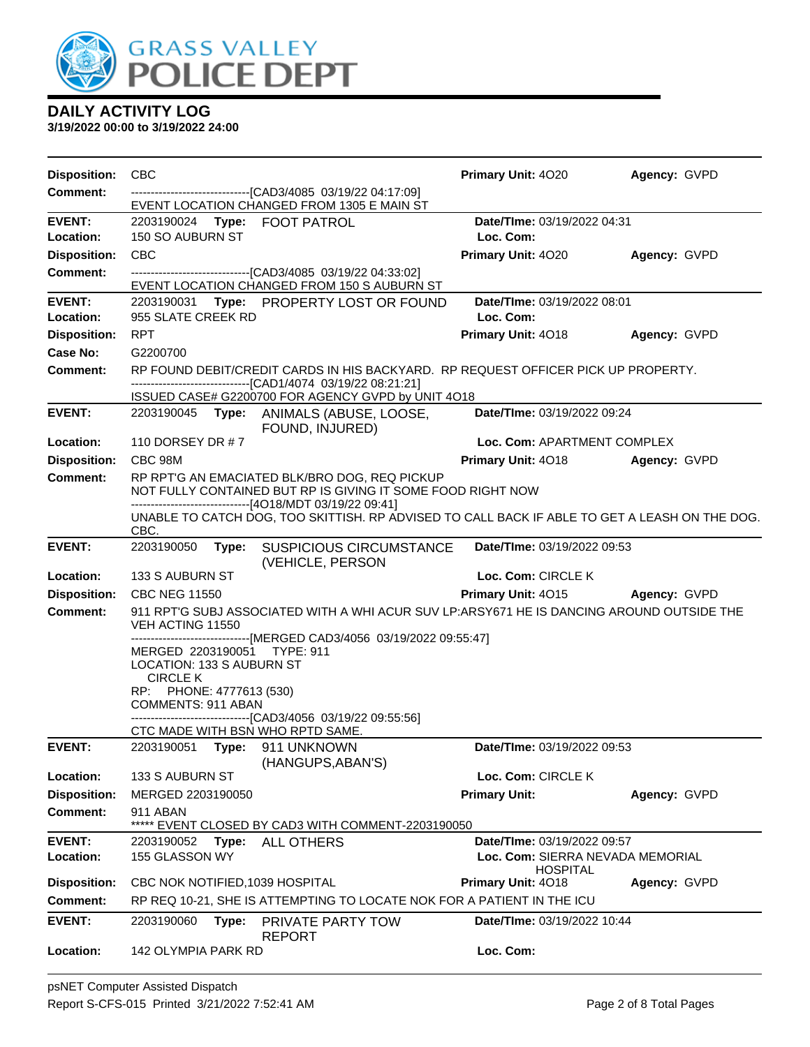# GRASS VALLEY POLICE DEPT

## DAILY ACTIVITY LOG

**3/19/2022 00:00 to 3/19/2022 24:00**

**Disposition:** CBC **Primary Unit:** 4O20 **Agency:** GVPD
**Comment:** ------------------------------[CAD3/4085 03/19/22 04:17:09]
EVENT LOCATION CHANGED FROM 1305 E MAIN ST

---

**EVENT:** 2203190024 **Type:** FOOT PATROL **Date/TIme:** 03/19/2022 04:31
**Location:** 150 SO AUBURN ST **Loc. Com:**
**Disposition:** CBC **Primary Unit:** 4O20 **Agency:** GVPD
**Comment:** ------------------------------[CAD3/4085 03/19/22 04:33:02]
EVENT LOCATION CHANGED FROM 150 S AUBURN ST

---

**EVENT:** 2203190031 **Type:** PROPERTY LOST OR FOUND **Date/TIme:** 03/19/2022 08:01
**Location:** 955 SLATE CREEK RD **Loc. Com:**
**Disposition:** RPT **Primary Unit:** 4O18 **Agency:** GVPD
**Case No:** G2200700
**Comment:** RP FOUND DEBIT/CREDIT CARDS IN HIS BACKYARD. RP REQUEST OFFICER PICK UP PROPERTY.
------------------------------[CAD1/4074 03/19/22 08:21:21]
ISSUED CASE# G2200700 FOR AGENCY GVPD by UNIT 4O18

---

**EVENT:** 2203190045 **Type:** ANIMALS (ABUSE, LOOSE, FOUND, INJURED) **Date/TIme:** 03/19/2022 09:24
**Location:** 110 DORSEY DR # 7 **Loc. Com:** APARTMENT COMPLEX
**Disposition:** CBC 98M **Primary Unit:** 4O18 **Agency:** GVPD
**Comment:** RP RPT'G AN EMACIATED BLK/BRO DOG, REQ PICKUP
NOT FULLY CONTAINED BUT RP IS GIVING IT SOME FOOD RIGHT NOW
------------------------------[4O18/MDT 03/19/22 09:41]
UNABLE TO CATCH DOG, TOO SKITTISH. RP ADVISED TO CALL BACK IF ABLE TO GET A LEASH ON THE DOG. CBC.

---

**EVENT:** 2203190050 **Type:** SUSPICIOUS CIRCUMSTANCE (VEHICLE, PERSON **Date/TIme:** 03/19/2022 09:53
**Location:** 133 S AUBURN ST **Loc. Com:** CIRCLE K
**Disposition:** CBC NEG 11550 **Primary Unit:** 4O15 **Agency:** GVPD
**Comment:** 911 RPT'G SUBJ ASSOCIATED WITH A WHI ACUR SUV LP:ARSY671 HE IS DANCING AROUND OUTSIDE THE VEH ACTING 11550
------------------------------[MERGED CAD3/4056 03/19/2022 09:55:47]
MERGED 2203190051 TYPE: 911
LOCATION: 133 S AUBURN ST
CIRCLE K
RP: PHONE: 4777613 (530)
COMMENTS: 911 ABAN
------------------------------[CAD3/4056 03/19/22 09:55:56]
CTC MADE WITH BSN WHO RPTD SAME.

---

**EVENT:** 2203190051 **Type:** 911 UNKNOWN (HANGUPS,ABAN'S) **Date/TIme:** 03/19/2022 09:53
**Location:** 133 S AUBURN ST **Loc. Com:** CIRCLE K
**Disposition:** MERGED 2203190050 **Primary Unit:** **Agency:** GVPD
**Comment:** 911 ABAN
***** EVENT CLOSED BY CAD3 WITH COMMENT-2203190050

---

**EVENT:** 2203190052 **Type:** ALL OTHERS **Date/TIme:** 03/19/2022 09:57
**Location:** 155 GLASSON WY **Loc. Com:** SIERRA NEVADA MEMORIAL HOSPITAL
**Disposition:** CBC NOK NOTIFIED,1039 HOSPITAL **Primary Unit:** 4O18 **Agency:** GVPD
**Comment:** RP REQ 10-21, SHE IS ATTEMPTING TO LOCATE NOK FOR A PATIENT IN THE ICU

---

**EVENT:** 2203190060 **Type:** PRIVATE PARTY TOW REPORT **Date/TIme:** 03/19/2022 10:44
**Location:** 142 OLYMPIA PARK RD **Loc. Com:**

psNET Computer Assisted Dispatch
Report S-CFS-015 Printed 3/21/2022 7:52:41 AM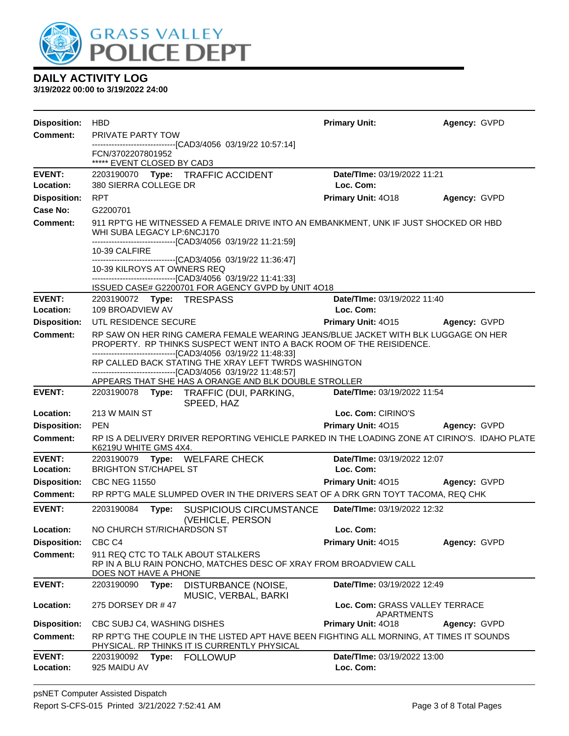**DAILY ACTIVITY LOG**
**3/19/2022 00:00 to 3/19/2022 24:00**

**Disposition:** HBD **Primary Unit:** **Agency:** GVPD
**Comment:** PRIVATE PARTY TOW
------------------------------[CAD3/4056 03/19/22 10:57:14]
FCN/3702207801952
***** EVENT CLOSED BY CAD3

---

**EVENT:** 2203190070 **Type:** TRAFFIC ACCIDENT **Date/TIme:** 03/19/2022 11:21
**Location:** 380 SIERRA COLLEGE DR **Loc. Com:**
**Disposition:** RPT **Primary Unit:** 4O18 **Agency:** GVPD
**Case No:** G2200701
**Comment:** 911 RPT'G HE WITNESSED A FEMALE DRIVE INTO AN EMBANKMENT, UNK IF JUST SHOCKED OR HBD WHI SUBA LEGACY LP:6NCJ170
------------------------------[CAD3/4056 03/19/22 11:21:59]
10-39 CALFIRE
------------------------------[CAD3/4056 03/19/22 11:36:47]
10-39 KILROYS AT OWNERS REQ
------------------------------[CAD3/4056 03/19/22 11:41:33]
ISSUED CASE# G2200701 FOR AGENCY GVPD by UNIT 4O18

---

**EVENT:** 2203190072 **Type:** TRESPASS **Date/TIme:** 03/19/2022 11:40
**Location:** 109 BROADVIEW AV **Loc. Com:**
**Disposition:** UTL RESIDENCE SECURE **Primary Unit:** 4O15 **Agency:** GVPD
**Comment:** RP SAW ON HER RING CAMERA FEMALE WEARING JEANS/BLUE JACKET WITH BLK LUGGAGE ON HER PROPERTY. RP THINKS SUSPECT WENT INTO A BACK ROOM OF THE REISIDENCE.
------------------------------[CAD3/4056 03/19/22 11:48:33]
RP CALLED BACK STATING THE XRAY LEFT TWRDS WASHINGTON
------------------------------[CAD3/4056 03/19/22 11:48:57]
APPEARS THAT SHE HAS A ORANGE AND BLK DOUBLE STROLLER

---

**EVENT:** 2203190078 **Type:** TRAFFIC (DUI, PARKING, SPEED, HAZ **Date/TIme:** 03/19/2022 11:54
**Location:** 213 W MAIN ST **Loc. Com:** CIRINO'S
**Disposition:** PEN **Primary Unit:** 4O15 **Agency:** GVPD
**Comment:** RP IS A DELIVERY DRIVER REPORTING VEHICLE PARKED IN THE LOADING ZONE AT CIRINO'S. IDAHO PLATE K6219U WHITE GMS 4X4.

---

**EVENT:** 2203190079 **Type:** WELFARE CHECK **Date/TIme:** 03/19/2022 12:07
**Location:** BRIGHTON ST/CHAPEL ST **Loc. Com:**
**Disposition:** CBC NEG 11550 **Primary Unit:** 4O15 **Agency:** GVPD
**Comment:** RP RPT'G MALE SLUMPED OVER IN THE DRIVERS SEAT OF A DRK GRN TOYT TACOMA, REQ CHK

---

**EVENT:** 2203190084 **Type:** SUSPICIOUS CIRCUMSTANCE (VEHICLE, PERSON **Date/TIme:** 03/19/2022 12:32
**Location:** NO CHURCH ST/RICHARDSON ST **Loc. Com:**
**Disposition:** CBC C4 **Primary Unit:** 4O15 **Agency:** GVPD
**Comment:** 911 REQ CTC TO TALK ABOUT STALKERS
RP IN A BLU RAIN PONCHO, MATCHES DESC OF XRAY FROM BROADVIEW CALL
DOES NOT HAVE A PHONE

---

**EVENT:** 2203190090 **Type:** DISTURBANCE (NOISE, MUSIC, VERBAL, BARKI **Date/TIme:** 03/19/2022 12:49
**Location:** 275 DORSEY DR # 47 **Loc. Com:** GRASS VALLEY TERRACE APARTMENTS
**Disposition:** CBC SUBJ C4, WASHING DISHES **Primary Unit:** 4O18 **Agency:** GVPD
**Comment:** RP RPT'G THE COUPLE IN THE LISTED APT HAVE BEEN FIGHTING ALL MORNING, AT TIMES IT SOUNDS PHYSICAL. RP THINKS IT IS CURRENTLY PHYSICAL

---

**EVENT:** 2203190092 **Type:** FOLLOWUP **Date/TIme:** 03/19/2022 13:00
**Location:** 925 MAIDU AV **Loc. Com:**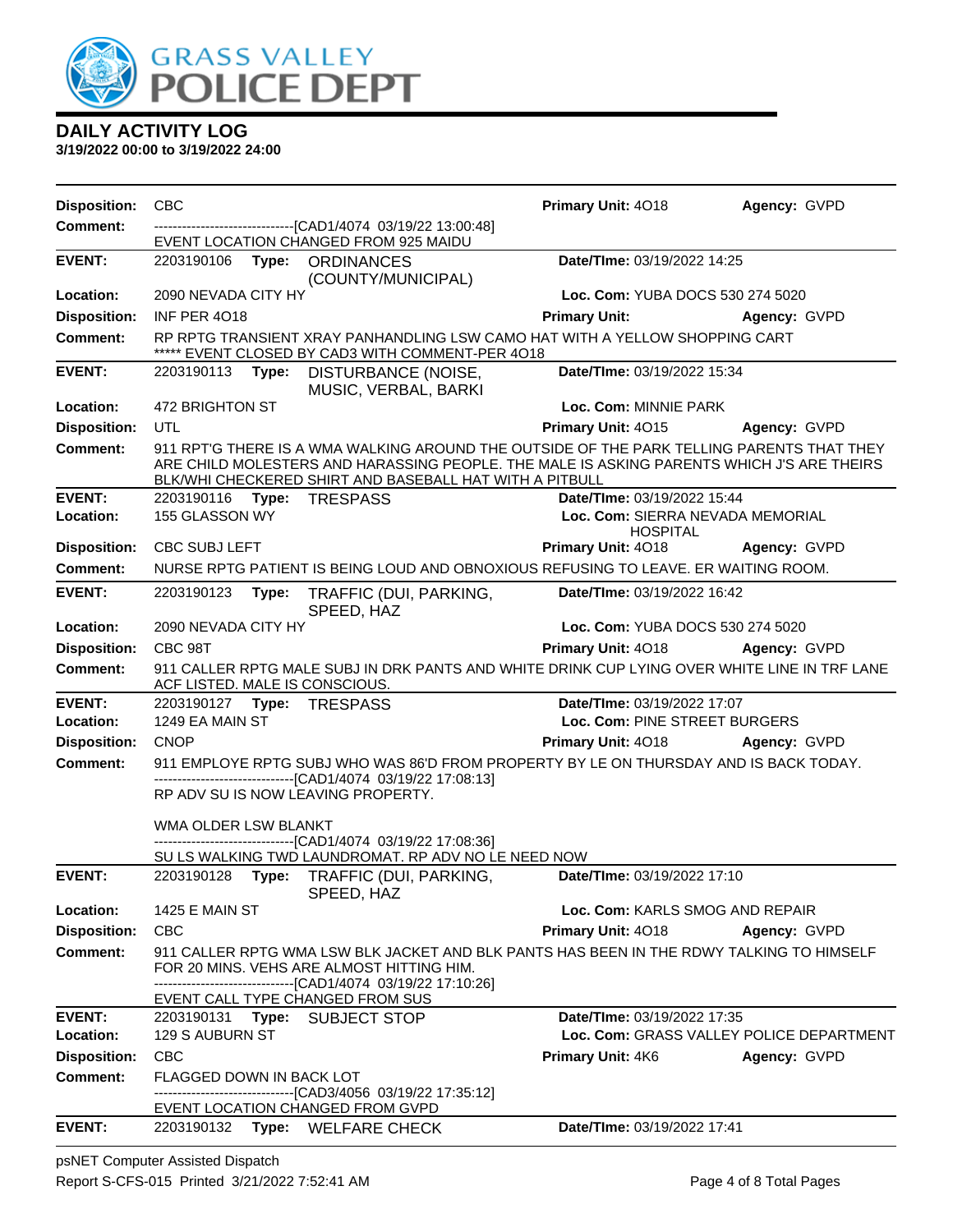# GRASS VALLEY POLICE DEPT

## DAILY ACTIVITY LOG

**3/19/2022 00:00 to 3/19/2022 24:00**

**Disposition:** CBC **Primary Unit:** 4O18 **Agency:** GVPD
**Comment:** ------------------------------[CAD1/4074 03/19/22 13:00:48]
EVENT LOCATION CHANGED FROM 925 MAIDU

---

**EVENT:** 2203190106 **Type:** ORDINANCES (COUNTY/MUNICIPAL) **Date/TIme:** 03/19/2022 14:25
**Location:** 2090 NEVADA CITY HY **Loc. Com:** YUBA DOCS 530 274 5020
**Disposition:** INF PER 4O18 **Primary Unit:** **Agency:** GVPD
**Comment:** RP RPTG TRANSIENT XRAY PANHANDLING LSW CAMO HAT WITH A YELLOW SHOPPING CART
***** EVENT CLOSED BY CAD3 WITH COMMENT-PER 4O18

---

**EVENT:** 2203190113 **Type:** DISTURBANCE (NOISE, MUSIC, VERBAL, BARKI **Date/TIme:** 03/19/2022 15:34
**Location:** 472 BRIGHTON ST **Loc. Com:** MINNIE PARK
**Disposition:** UTL **Primary Unit:** 4O15 **Agency:** GVPD
**Comment:** 911 RPT'G THERE IS A WMA WALKING AROUND THE OUTSIDE OF THE PARK TELLING PARENTS THAT THEY ARE CHILD MOLESTERS AND HARASSING PEOPLE. THE MALE IS ASKING PARENTS WHICH J'S ARE THEIRS BLK/WHI CHECKERED SHIRT AND BASEBALL HAT WITH A PITBULL

---

**EVENT:** 2203190116 **Type:** TRESPASS **Date/TIme:** 03/19/2022 15:44
**Location:** 155 GLASSON WY **Loc. Com:** SIERRA NEVADA MEMORIAL HOSPITAL
**Disposition:** CBC SUBJ LEFT **Primary Unit:** 4O18 **Agency:** GVPD
**Comment:** NURSE RPTG PATIENT IS BEING LOUD AND OBNOXIOUS REFUSING TO LEAVE. ER WAITING ROOM.

---

**EVENT:** 2203190123 **Type:** TRAFFIC (DUI, PARKING, SPEED, HAZ **Date/TIme:** 03/19/2022 16:42
**Location:** 2090 NEVADA CITY HY **Loc. Com:** YUBA DOCS 530 274 5020
**Disposition:** CBC 98T **Primary Unit:** 4O18 **Agency:** GVPD
**Comment:** 911 CALLER RPTG MALE SUBJ IN DRK PANTS AND WHITE DRINK CUP LYING OVER WHITE LINE IN TRF LANE ACF LISTED. MALE IS CONSCIOUS.

---

**EVENT:** 2203190127 **Type:** TRESPASS **Date/TIme:** 03/19/2022 17:07
**Location:** 1249 EA MAIN ST **Loc. Com:** PINE STREET BURGERS
**Disposition:** CNOP **Primary Unit:** 4O18 **Agency:** GVPD
**Comment:** 911 EMPLOYE RPTG SUBJ WHO WAS 86'D FROM PROPERTY BY LE ON THURSDAY AND IS BACK TODAY.
------------------------------[CAD1/4074 03/19/22 17:08:13]
RP ADV SU IS NOW LEAVING PROPERTY.

WMA OLDER LSW BLANKT
------------------------------[CAD1/4074 03/19/22 17:08:36]
SU LS WALKING TWD LAUNDROMAT. RP ADV NO LE NEED NOW

---

**EVENT:** 2203190128 **Type:** TRAFFIC (DUI, PARKING, SPEED, HAZ **Date/TIme:** 03/19/2022 17:10
**Location:** 1425 E MAIN ST **Loc. Com:** KARLS SMOG AND REPAIR
**Disposition:** CBC **Primary Unit:** 4O18 **Agency:** GVPD
**Comment:** 911 CALLER RPTG WMA LSW BLK JACKET AND BLK PANTS HAS BEEN IN THE RDWY TALKING TO HIMSELF FOR 20 MINS. VEHS ARE ALMOST HITTING HIM.
------------------------------[CAD1/4074 03/19/22 17:10:26]
EVENT CALL TYPE CHANGED FROM SUS

---

**EVENT:** 2203190131 **Type:** SUBJECT STOP **Date/TIme:** 03/19/2022 17:35
**Location:** 129 S AUBURN ST **Loc. Com:** GRASS VALLEY POLICE DEPARTMENT
**Disposition:** CBC **Primary Unit:** 4K6 **Agency:** GVPD
**Comment:** FLAGGED DOWN IN BACK LOT
------------------------------[CAD3/4056 03/19/22 17:35:12]
EVENT LOCATION CHANGED FROM GVPD

---

**EVENT:** 2203190132 **Type:** WELFARE CHECK **Date/TIme:** 03/19/2022 17:41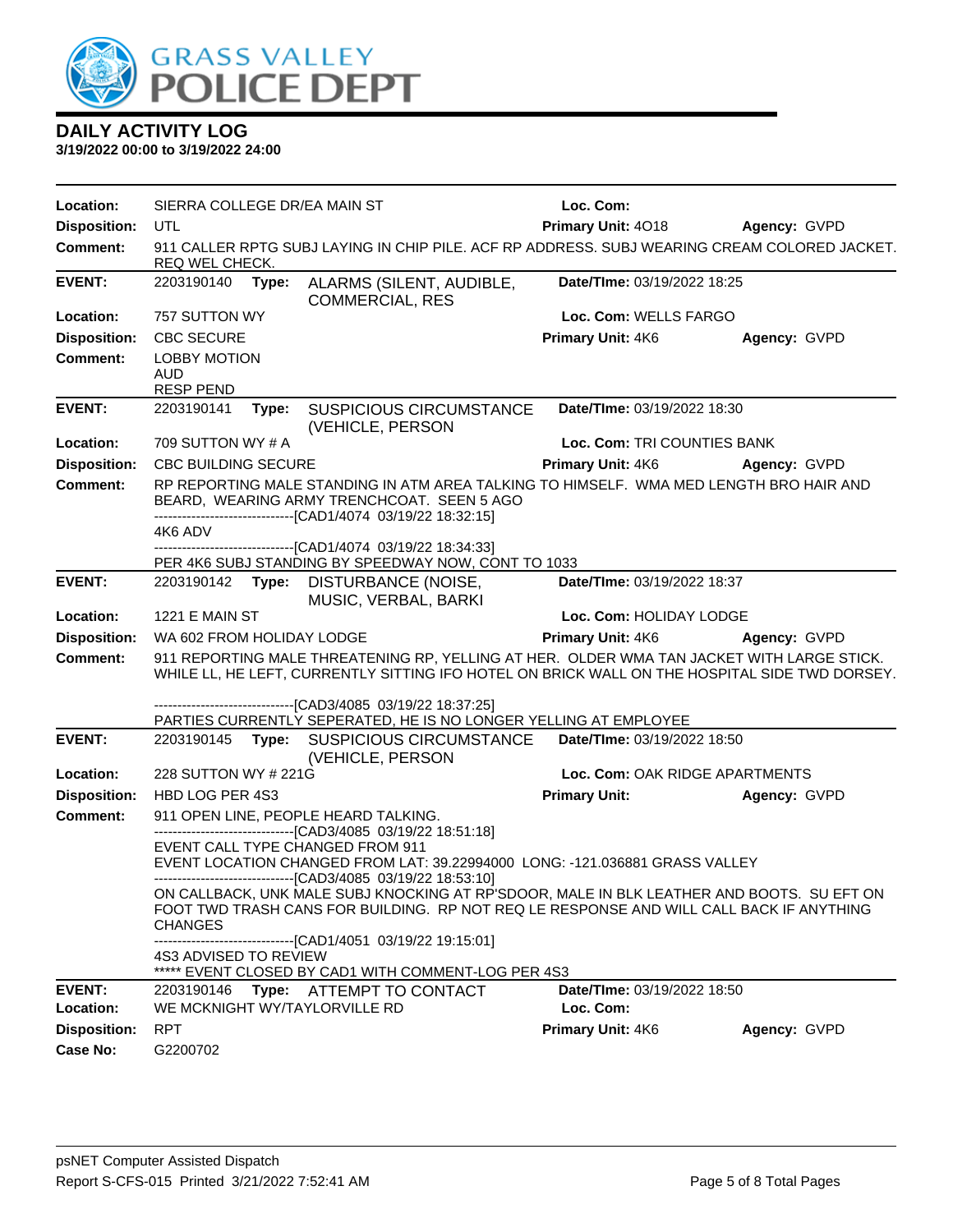# DAILY ACTIVITY LOG

**3/19/2022 00:00 to 3/19/2022 24:00**

| | | | |
|---|---|---|---|
| **Location:** | SIERRA COLLEGE DR/EA MAIN ST | **Loc. Com:** | |
| **Disposition:** | UTL | **Primary Unit:** 4O18 | **Agency:** GVPD |
| **Comment:** | 911 CALLER RPTG SUBJ LAYING IN CHIP PILE. ACF RP ADDRESS. SUBJ WEARING CREAM COLORED JACKET. REQ WEL CHECK. | | |

| | | | |
|---|---|---|---|
| **EVENT:** | 2203190140 **Type:** ALARMS (SILENT, AUDIBLE, COMMERCIAL, RES | **Date/TIme:** 03/19/2022 18:25 | |
| **Location:** | 757 SUTTON WY | **Loc. Com:** WELLS FARGO | |
| **Disposition:** | CBC SECURE | **Primary Unit:** 4K6 | **Agency:** GVPD |
| **Comment:** | LOBBY MOTION<br>AUD<br>RESP PEND | | |

| | | | |
|---|---|---|---|
| **EVENT:** | 2203190141 **Type:** SUSPICIOUS CIRCUMSTANCE (VEHICLE, PERSON | **Date/TIme:** 03/19/2022 18:30 | |
| **Location:** | 709 SUTTON WY # A | **Loc. Com:** TRI COUNTIES BANK | |
| **Disposition:** | CBC BUILDING SECURE | **Primary Unit:** 4K6 | **Agency:** GVPD |
| **Comment:** | RP REPORTING MALE STANDING IN ATM AREA TALKING TO HIMSELF. WMA MED LENGTH BRO HAIR AND BEARD, WEARING ARMY TRENCHCOAT. SEEN 5 AGO<br>------------------------------[CAD1/4074 03/19/22 18:32:15]<br>4K6 ADV<br>------------------------------[CAD1/4074 03/19/22 18:34:33]<br>PER 4K6 SUBJ STANDING BY SPEEDWAY NOW, CONT TO 1033 | | |

| | | | |
|---|---|---|---|
| **EVENT:** | 2203190142 **Type:** DISTURBANCE (NOISE, MUSIC, VERBAL, BARKI | **Date/TIme:** 03/19/2022 18:37 | |
| **Location:** | 1221 E MAIN ST | **Loc. Com:** HOLIDAY LODGE | |
| **Disposition:** | WA 602 FROM HOLIDAY LODGE | **Primary Unit:** 4K6 | **Agency:** GVPD |
| **Comment:** | 911 REPORTING MALE THREATENING RP, YELLING AT HER. OLDER WMA TAN JACKET WITH LARGE STICK. WHILE LL, HE LEFT, CURRENTLY SITTING IFO HOTEL ON BRICK WALL ON THE HOSPITAL SIDE TWD DORSEY.<br>------------------------------[CAD3/4085 03/19/22 18:37:25]<br>PARTIES CURRENTLY SEPERATED, HE IS NO LONGER YELLING AT EMPLOYEE | | |

| | | | |
|---|---|---|---|
| **EVENT:** | 2203190145 **Type:** SUSPICIOUS CIRCUMSTANCE (VEHICLE, PERSON | **Date/TIme:** 03/19/2022 18:50 | |
| **Location:** | 228 SUTTON WY # 221G | **Loc. Com:** OAK RIDGE APARTMENTS | |
| **Disposition:** | HBD LOG PER 4S3 | **Primary Unit:** | **Agency:** GVPD |
| **Comment:** | 911 OPEN LINE, PEOPLE HEARD TALKING.<br>------------------------------[CAD3/4085 03/19/22 18:51:18]<br>EVENT CALL TYPE CHANGED FROM 911<br>EVENT LOCATION CHANGED FROM LAT: 39.22994000 LONG: -121.036881 GRASS VALLEY<br>------------------------------[CAD3/4085 03/19/22 18:53:10]<br>ON CALLBACK, UNK MALE SUBJ KNOCKING AT RP'SDOOR, MALE IN BLK LEATHER AND BOOTS. SU EFT ON FOOT TWD TRASH CANS FOR BUILDING. RP NOT REQ LE RESPONSE AND WILL CALL BACK IF ANYTHING CHANGES<br>------------------------------[CAD1/4051 03/19/22 19:15:01]<br>4S3 ADVISED TO REVIEW<br>***** EVENT CLOSED BY CAD1 WITH COMMENT-LOG PER 4S3 | | |

| | | | |
|---|---|---|---|
| **EVENT:** | 2203190146 **Type:** ATTEMPT TO CONTACT | **Date/TIme:** 03/19/2022 18:50 | |
| **Location:** | WE MCKNIGHT WY/TAYLORVILLE RD | **Loc. Com:** | |
| **Disposition:** | RPT | **Primary Unit:** 4K6 | **Agency:** GVPD |
| **Case No:** | G2200702 | | |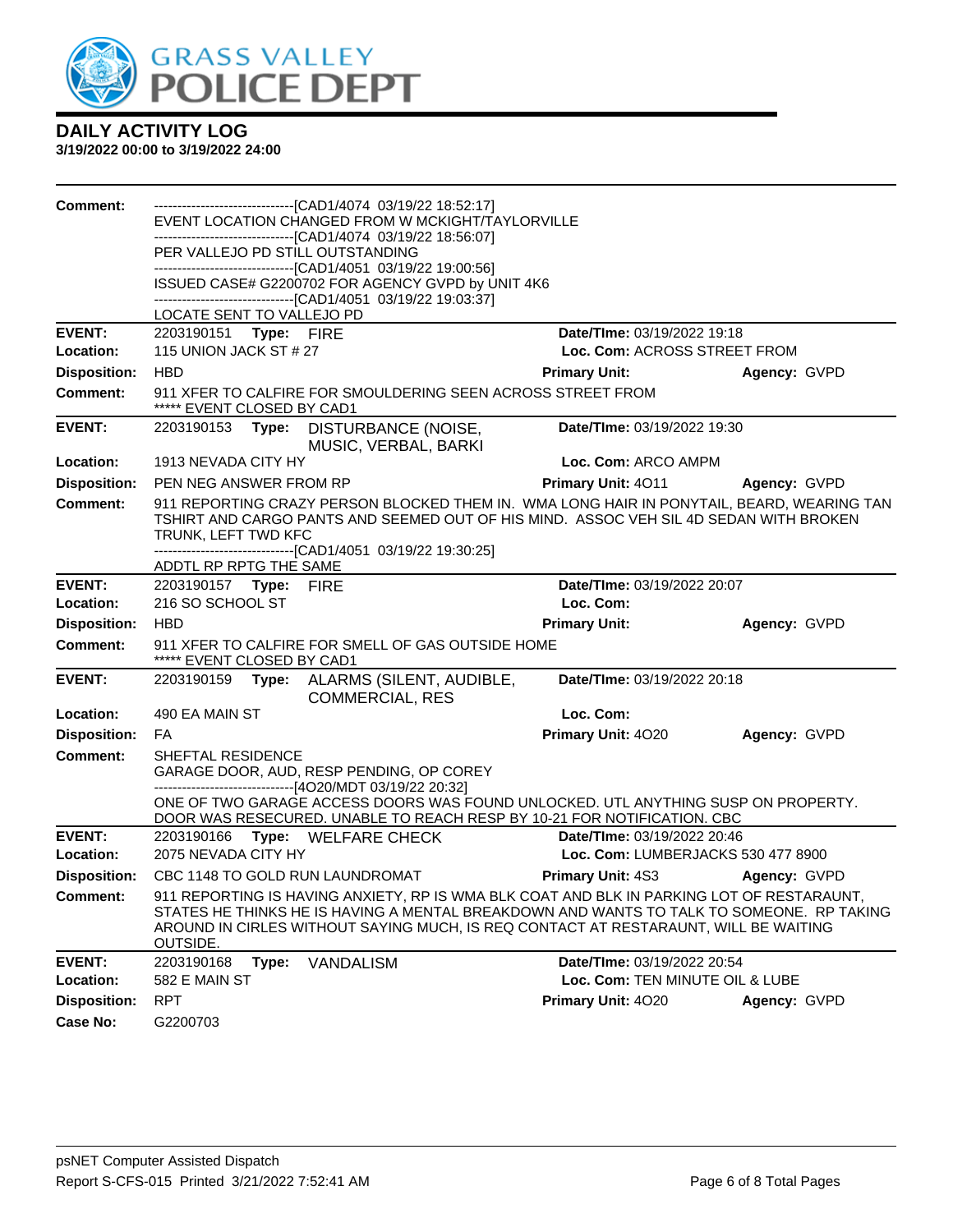# DAILY ACTIVITY LOG

**3/19/2022 00:00 to 3/19/2022 24:00**

**Comment:** ------------------------------[CAD1/4074 03/19/22 18:52:17]
EVENT LOCATION CHANGED FROM W MCKIGHT/TAYLORVILLE
------------------------------[CAD1/4074 03/19/22 18:56:07]
PER VALLEJO PD STILL OUTSTANDING
------------------------------[CAD1/4051 03/19/22 19:00:56]
ISSUED CASE# G2200702 FOR AGENCY GVPD by UNIT 4K6
------------------------------[CAD1/4051 03/19/22 19:03:37]
LOCATE SENT TO VALLEJO PD

---

| | | | |
|---|---|---|---|
| **EVENT:** | 2203190151 **Type:** FIRE | **Date/TIme:** 03/19/2022 19:18 | |
| **Location:** | 115 UNION JACK ST # 27 | **Loc. Com:** ACROSS STREET FROM | |
| **Disposition:** | HBD | **Primary Unit:** | **Agency:** GVPD |

**Comment:** 911 XFER TO CALFIRE FOR SMOULDERING SEEN ACROSS STREET FROM
***** EVENT CLOSED BY CAD1

---

| | | | |
|---|---|---|---|
| **EVENT:** | 2203190153 **Type:** DISTURBANCE (NOISE, MUSIC, VERBAL, BARKI | **Date/TIme:** 03/19/2022 19:30 | |
| **Location:** | 1913 NEVADA CITY HY | **Loc. Com:** ARCO AMPM | |
| **Disposition:** | PEN NEG ANSWER FROM RP | **Primary Unit:** 4O11 | **Agency:** GVPD |

**Comment:** 911 REPORTING CRAZY PERSON BLOCKED THEM IN. WMA LONG HAIR IN PONYTAIL, BEARD, WEARING TAN TSHIRT AND CARGO PANTS AND SEEMED OUT OF HIS MIND. ASSOC VEH SIL 4D SEDAN WITH BROKEN TRUNK, LEFT TWD KFC
------------------------------[CAD1/4051 03/19/22 19:30:25]
ADDTL RP RPTG THE SAME

---

| | | | |
|---|---|---|---|
| **EVENT:** | 2203190157 **Type:** FIRE | **Date/TIme:** 03/19/2022 20:07 | |
| **Location:** | 216 SO SCHOOL ST | **Loc. Com:** | |
| **Disposition:** | HBD | **Primary Unit:** | **Agency:** GVPD |

**Comment:** 911 XFER TO CALFIRE FOR SMELL OF GAS OUTSIDE HOME
***** EVENT CLOSED BY CAD1

---

| | | | |
|---|---|---|---|
| **EVENT:** | 2203190159 **Type:** ALARMS (SILENT, AUDIBLE, COMMERCIAL, RES | **Date/TIme:** 03/19/2022 20:18 | |
| **Location:** | 490 EA MAIN ST | **Loc. Com:** | |
| **Disposition:** | FA | **Primary Unit:** 4O20 | **Agency:** GVPD |

**Comment:** SHEFTAL RESIDENCE
GARAGE DOOR, AUD, RESP PENDING, OP COREY
------------------------------[4O20/MDT 03/19/22 20:32]
ONE OF TWO GARAGE ACCESS DOORS WAS FOUND UNLOCKED. UTL ANYTHING SUSP ON PROPERTY. DOOR WAS RESECURED. UNABLE TO REACH RESP BY 10-21 FOR NOTIFICATION. CBC

---

| | | | |
|---|---|---|---|
| **EVENT:** | 2203190166 **Type:** WELFARE CHECK | **Date/TIme:** 03/19/2022 20:46 | |
| **Location:** | 2075 NEVADA CITY HY | **Loc. Com:** LUMBERJACKS 530 477 8900 | |
| **Disposition:** | CBC 1148 TO GOLD RUN LAUNDROMAT | **Primary Unit:** 4S3 | **Agency:** GVPD |

**Comment:** 911 REPORTING IS HAVING ANXIETY, RP IS WMA BLK COAT AND BLK IN PARKING LOT OF RESTARAUNT, STATES HE THINKS HE IS HAVING A MENTAL BREAKDOWN AND WANTS TO TALK TO SOMEONE. RP TAKING AROUND IN CIRLES WITHOUT SAYING MUCH, IS REQ CONTACT AT RESTARAUNT, WILL BE WAITING OUTSIDE.

---

| | | | |
|---|---|---|---|
| **EVENT:** | 2203190168 **Type:** VANDALISM | **Date/TIme:** 03/19/2022 20:54 | |
| **Location:** | 582 E MAIN ST | **Loc. Com:** TEN MINUTE OIL & LUBE | |
| **Disposition:** | RPT | **Primary Unit:** 4O20 | **Agency:** GVPD |
| **Case No:** | G2200703 | | |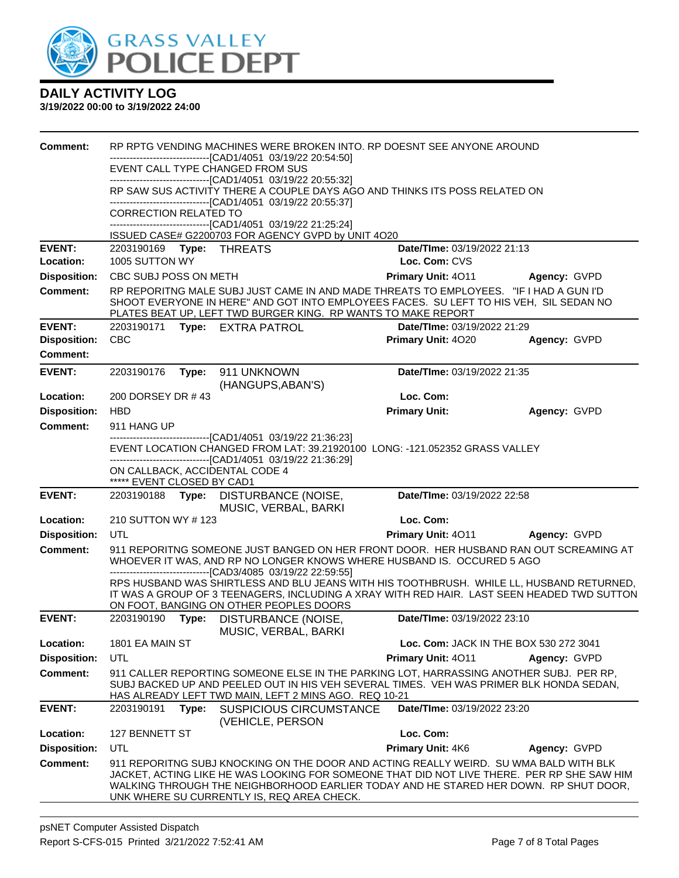# DAILY ACTIVITY LOG

**3/19/2022 00:00 to 3/19/2022 24:00**

**Comment:** RP RPTG VENDING MACHINES WERE BROKEN INTO. RP DOESNT SEE ANYONE AROUND
------------------------------[CAD1/4051 03/19/22 20:54:50]
EVENT CALL TYPE CHANGED FROM SUS
------------------------------[CAD1/4051 03/19/22 20:55:32]
RP SAW SUS ACTIVITY THERE A COUPLE DAYS AGO AND THINKS ITS POSS RELATED ON
------------------------------[CAD1/4051 03/19/22 20:55:37]
CORRECTION RELATED TO
------------------------------[CAD1/4051 03/19/22 21:25:24]
ISSUED CASE# G2200703 FOR AGENCY GVPD by UNIT 4O20

---

**EVENT:** 2203190169 **Type:** THREATS **Date/TIme:** 03/19/2022 21:13
**Location:** 1005 SUTTON WY **Loc. Com:** CVS
**Disposition:** CBC SUBJ POSS ON METH **Primary Unit:** 4O11 **Agency:** GVPD
**Comment:** RP REPORITNG MALE SUBJ JUST CAME IN AND MADE THREATS TO EMPLOYEES. "IF I HAD A GUN I'D SHOOT EVERYONE IN HERE" AND GOT INTO EMPLOYEES FACES. SU LEFT TO HIS VEH, SIL SEDAN NO PLATES BEAT UP, LEFT TWD BURGER KING. RP WANTS TO MAKE REPORT

---

**EVENT:** 2203190171 **Type:** EXTRA PATROL **Date/TIme:** 03/19/2022 21:29
**Disposition:** CBC **Primary Unit:** 4O20 **Agency:** GVPD
**Comment:**

---

**EVENT:** 2203190176 **Type:** 911 UNKNOWN (HANGUPS,ABAN'S) **Date/TIme:** 03/19/2022 21:35
**Location:** 200 DORSEY DR # 43 **Loc. Com:**
**Disposition:** HBD **Primary Unit:** **Agency:** GVPD
**Comment:** 911 HANG UP
------------------------------[CAD1/4051 03/19/22 21:36:23]
EVENT LOCATION CHANGED FROM LAT: 39.21920100 LONG: -121.052352 GRASS VALLEY
------------------------------[CAD1/4051 03/19/22 21:36:29]
ON CALLBACK, ACCIDENTAL CODE 4
***** EVENT CLOSED BY CAD1

---

**EVENT:** 2203190188 **Type:** DISTURBANCE (NOISE, MUSIC, VERBAL, BARKI **Date/TIme:** 03/19/2022 22:58
**Location:** 210 SUTTON WY # 123 **Loc. Com:**
**Disposition:** UTL **Primary Unit:** 4O11 **Agency:** GVPD
**Comment:** 911 REPORITNG SOMEONE JUST BANGED ON HER FRONT DOOR. HER HUSBAND RAN OUT SCREAMING AT WHOEVER IT WAS, AND RP NO LONGER KNOWS WHERE HUSBAND IS. OCCURED 5 AGO
------------------------------[CAD3/4085 03/19/22 22:59:55]
RPS HUSBAND WAS SHIRTLESS AND BLU JEANS WITH HIS TOOTHBRUSH. WHILE LL, HUSBAND RETURNED, IT WAS A GROUP OF 3 TEENAGERS, INCLUDING A XRAY WITH RED HAIR. LAST SEEN HEADED TWD SUTTON ON FOOT, BANGING ON OTHER PEOPLES DOORS

---

**EVENT:** 2203190190 **Type:** DISTURBANCE (NOISE, MUSIC, VERBAL, BARKI **Date/TIme:** 03/19/2022 23:10
**Location:** 1801 EA MAIN ST **Loc. Com:** JACK IN THE BOX 530 272 3041
**Disposition:** UTL **Primary Unit:** 4O11 **Agency:** GVPD
**Comment:** 911 CALLER REPORTING SOMEONE ELSE IN THE PARKING LOT, HARRASSING ANOTHER SUBJ. PER RP, SUBJ BACKED UP AND PEELED OUT IN HIS VEH SEVERAL TIMES. VEH WAS PRIMER BLK HONDA SEDAN, HAS ALREADY LEFT TWD MAIN, LEFT 2 MINS AGO. REQ 10-21

---

**EVENT:** 2203190191 **Type:** SUSPICIOUS CIRCUMSTANCE (VEHICLE, PERSON **Date/TIme:** 03/19/2022 23:20
**Location:** 127 BENNETT ST **Loc. Com:**
**Disposition:** UTL **Primary Unit:** 4K6 **Agency:** GVPD
**Comment:** 911 REPORITNG SUBJ KNOCKING ON THE DOOR AND ACTING REALLY WEIRD. SU WMA BALD WITH BLK JACKET, ACTING LIKE HE WAS LOOKING FOR SOMEONE THAT DID NOT LIVE THERE. PER RP SHE SAW HIM WALKING THROUGH THE NEIGHBORHOOD EARLIER TODAY AND HE STARED HER DOWN. RP SHUT DOOR, UNK WHERE SU CURRENTLY IS, REQ AREA CHECK.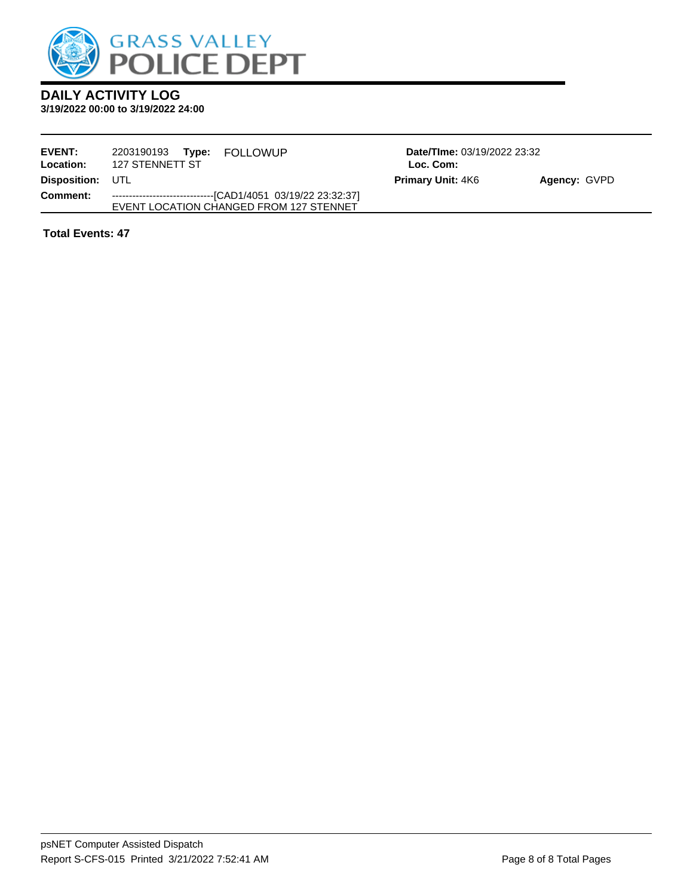**GRASS VALLEY POLICE DEPT**

## DAILY ACTIVITY LOG

**3/19/2022 00:00 to 3/19/2022 24:00**

| | | | |
|---|---|---|---|
| **EVENT:** 2203190193 **Type:** FOLLOWUP | **Date/TIme:** 03/19/2022 23:32 | | |
| **Location:** 127 STENNETT ST | **Loc. Com:** | | |
| **Disposition:** UTL | **Primary Unit:** 4K6 | **Agency:** GVPD | |
| **Comment:** ------------------------------[CAD1/4051 03/19/22 23:32:37] EVENT LOCATION CHANGED FROM 127 STENNET | | | |

**Total Events: 47**

psNET Computer Assisted Dispatch
Report S-CFS-015 Printed 3/21/2022 7:52:41 AM